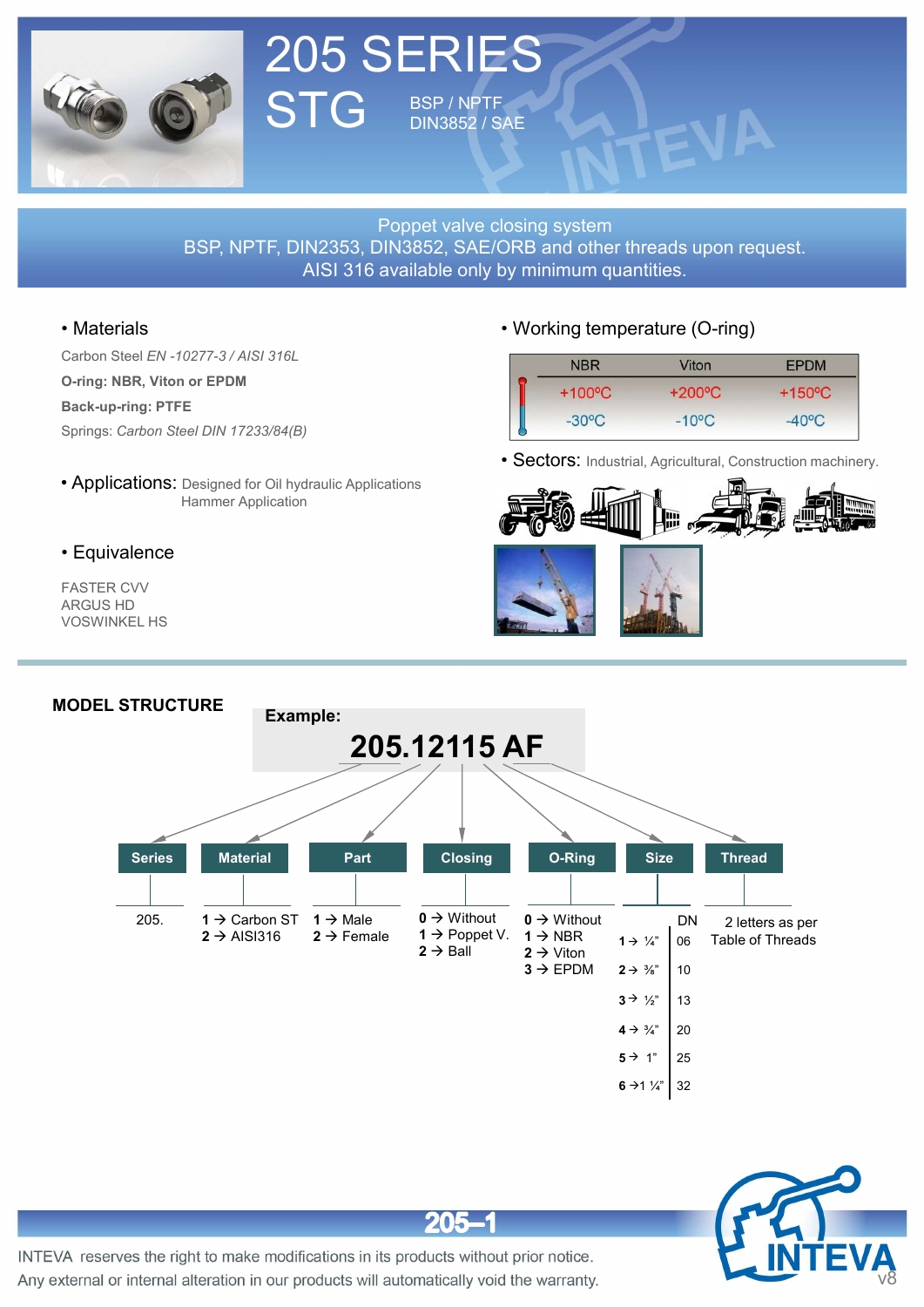# 205 SERIES STG

BSP / NPTF
DIN3852 / SAE

Poppet valve closing system
BSP, NPTF, DIN2353, DIN3852, SAE/ORB and other threads upon request.
AISI 316 available only by minimum quantities.

## • Materials

Carbon Steel *EN -10277-3 / AISI 316L*

**O-ring: NBR, Viton or EPDM**

**Back-up-ring: PTFE**

Springs: *Carbon Steel DIN 17233/84(B)*

## • Working temperature (O-ring)

| NBR | Viton | EPDM |
|---|---|---|
| +100ºC | +200ºC | +150ºC |
| -30ºC | -10ºC | -40ºC |

## • Sectors: Industrial, Agricultural, Construction machinery.

## • Applications: Designed for Oil hydraulic Applications, Hammer Application

## • Equivalence

FASTER CVV
ARGUS HD
VOSWINKEL HS

## MODEL STRUCTURE

**Example:**

**205.12115 AF**

| Series | Material | Part | Closing | O-Ring | Size | Thread |
|---|---|---|---|---|---|---|
| 205. | 1 → Carbon ST | 1 → Male | 0 → Without | 0 → Without | | 2 letters as per Table of Threads |
| | 2 → AISI316 | 2 → Female | 1 → Poppet V. | 1 → NBR | | |
| | | | 2 → Ball | 2 → Viton | | |
| | | | | 3 → EPDM | | |

**Size:**

| Size | DN |
|---|---|
| 1 → ¼" | 06 |
| 2 → ⅜" | 10 |
| 3 → ½" | 13 |
| 4 → ¾" | 20 |
| 5 → 1" | 25 |
| 6 → 1 ¼" | 32 |

INTEVA reserves the right to make modifications in its products without prior notice.
Any external or internal alteration in our products will automatically void the warranty.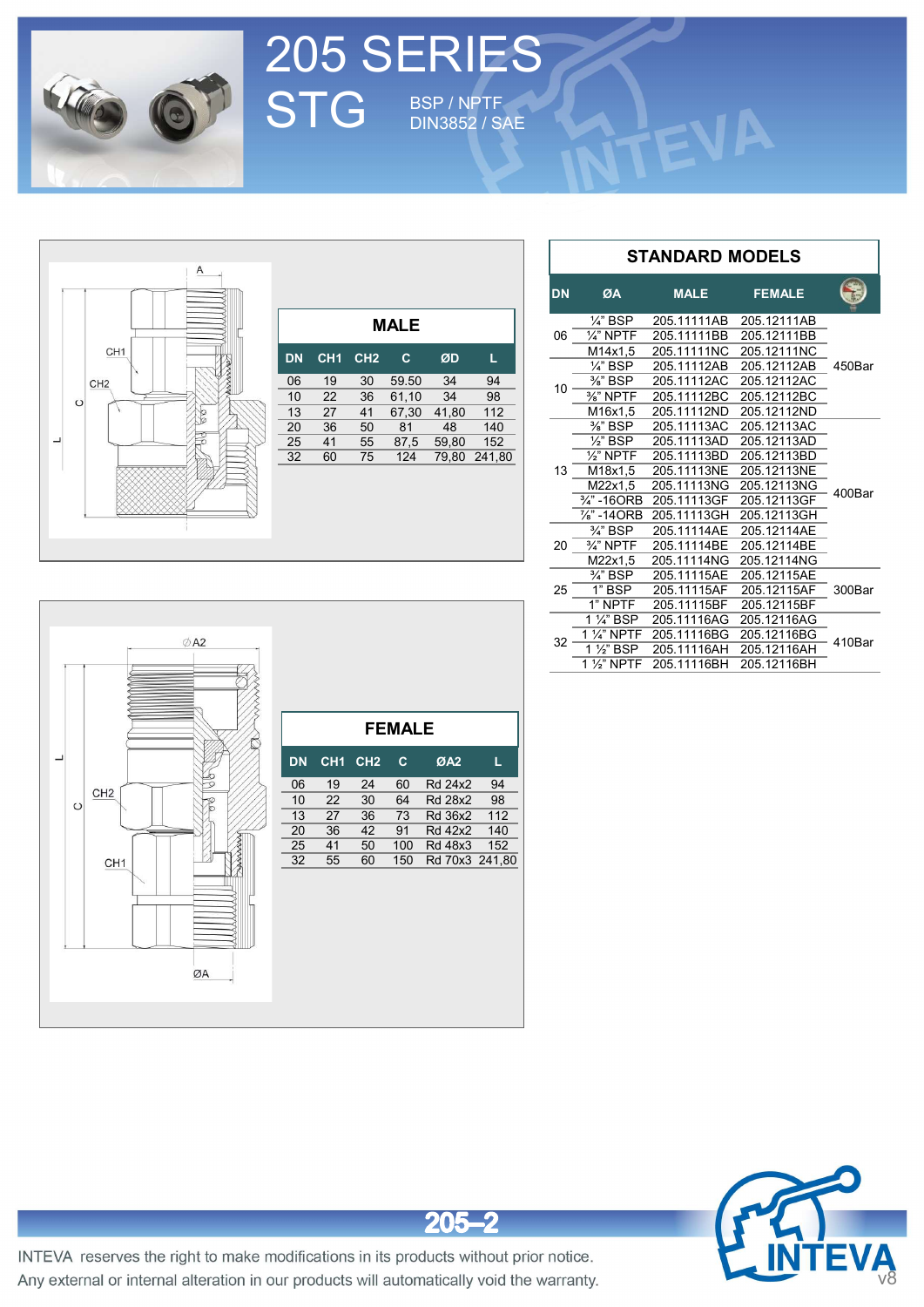# 205 SERIES STG

BSP / NPTF
DIN3852 / SAE

## MALE

| DN | CH1 | CH2 | C | ØD | L |
|---|---|---|---|---|---|
| 06 | 19 | 30 | 59.50 | 34 | 94 |
| 10 | 22 | 36 | 61,10 | 34 | 98 |
| 13 | 27 | 41 | 67,30 | 41,80 | 112 |
| 20 | 36 | 50 | 81 | 48 | 140 |
| 25 | 41 | 55 | 87,5 | 59,80 | 152 |
| 32 | 60 | 75 | 124 | 79,80 | 241,80 |

## FEMALE

| DN | CH1 | CH2 | C | ØA2 | L |
|---|---|---|---|---|---|
| 06 | 19 | 24 | 60 | Rd 24x2 | 94 |
| 10 | 22 | 30 | 64 | Rd 28x2 | 98 |
| 13 | 27 | 36 | 73 | Rd 36x2 | 112 |
| 20 | 36 | 42 | 91 | Rd 42x2 | 140 |
| 25 | 41 | 50 | 100 | Rd 48x3 | 152 |
| 32 | 55 | 60 | 150 | Rd 70x3 | 241,80 |

## STANDARD MODELS

| DN | ØA | MALE | FEMALE | Pressure |
|---|---|---|---|---|
| 06 | ¼" BSP | 205.11111AB | 205.12111AB | 450Bar |
| | ¼" NPTF | 205.11111BB | 205.12111BB | |
| | M14x1,5 | 205.11111NC | 205.12111NC | |
| 10 | ¼" BSP | 205.11112AB | 205.12112AB | |
| | ⅜" BSP | 205.11112AC | 205.12112AC | |
| | ⅜" NPTF | 205.11112BC | 205.12112BC | |
| | M16x1,5 | 205.11112ND | 205.12112ND | |
| 13 | ⅜" BSP | 205.11113AC | 205.12113AC | 400Bar |
| | ½" BSP | 205.11113AD | 205.12113AD | |
| | ½" NPTF | 205.11113BD | 205.12113BD | |
| | M18x1,5 | 205.11113NE | 205.12113NE | |
| | M22x1,5 | 205.11113NG | 205.12113NG | |
| | ¾" -16ORB | 205.11113GF | 205.12113GF | |
| | ⅞" -14ORB | 205.11113GH | 205.12113GH | |
| 20 | ¾" BSP | 205.11114AE | 205.12114AE | |
| | ¾" NPTF | 205.11114BE | 205.12114BE | |
| | M22x1,5 | 205.11114NG | 205.12114NG | |
| 25 | ¾" BSP | 205.11115AE | 205.12115AE | 300Bar |
| | 1" BSP | 205.11115AF | 205.12115AF | |
| | 1" NPTF | 205.11115BF | 205.12115BF | |
| 32 | 1 ¼" BSP | 205.11116AG | 205.12116AG | 410Bar |
| | 1 ¼" NPTF | 205.11116BG | 205.12116BG | |
| | 1 ½" BSP | 205.11116AH | 205.12116AH | |
| | 1 ½" NPTF | 205.11116BH | 205.12116BH | |

INTEVA reserves the right to make modifications in its products without prior notice.
Any external or internal alteration in our products will automatically void the warranty.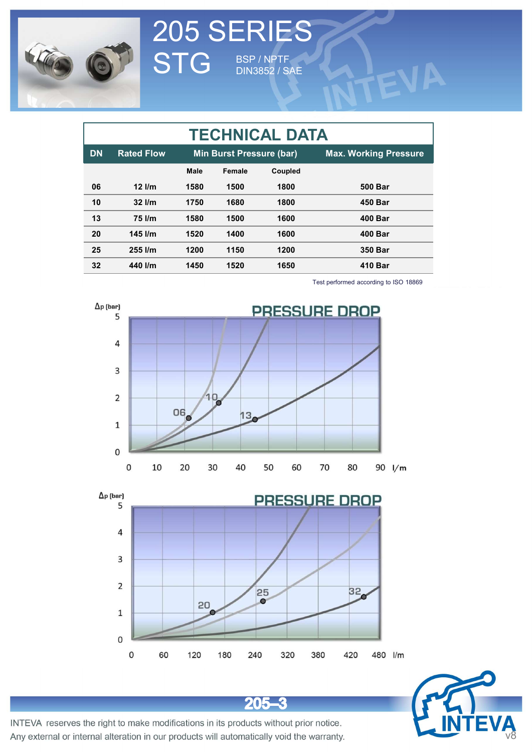# 205 SERIES STG

BSP / NPTF
DIN3852 / SAE

## TECHNICAL DATA

| DN | Rated Flow | Min Burst Pressure (bar) | | | Max. Working Pressure |
|---|---|---|---|---|---|
| | | Male | Female | Coupled | |
| 06 | 12 l/m | 1580 | 1500 | 1800 | 500 Bar |
| 10 | 32 l/m | 1750 | 1680 | 1800 | 450 Bar |
| 13 | 75 l/m | 1580 | 1500 | 1600 | 400 Bar |
| 20 | 145 l/m | 1520 | 1400 | 1600 | 400 Bar |
| 25 | 255 l/m | 1200 | 1150 | 1200 | 350 Bar |
| 32 | 440 l/m | 1450 | 1520 | 1650 | 410 Bar |

Test performed according to ISO 18869

PRESSURE DROP

PRESSURE DROP

INTEVA reserves the right to make modifications in its products without prior notice.
Any external or internal alteration in our products will automatically void the warranty.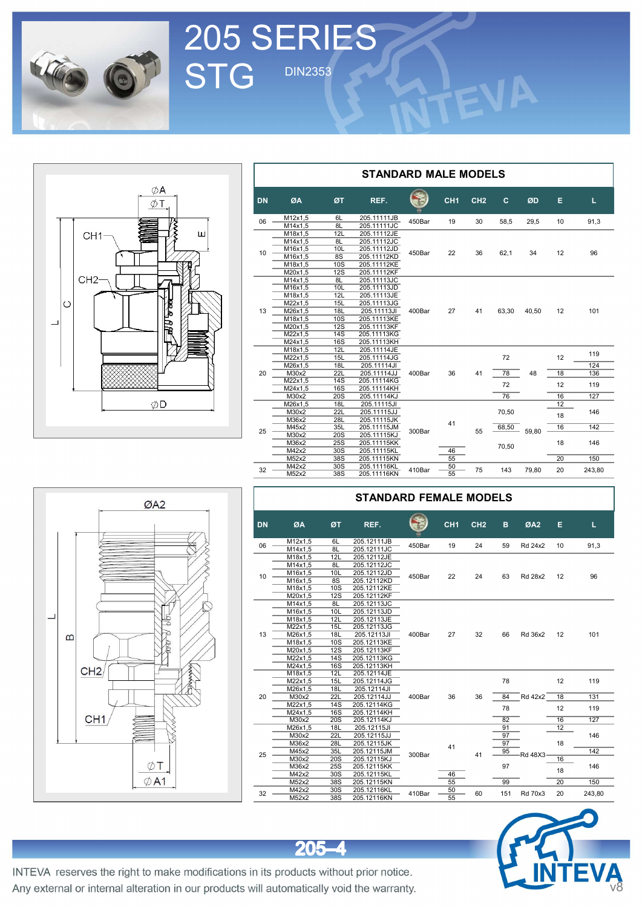# 205 SERIES STG

DIN2353

## STANDARD MALE MODELS

| DN | ØA | ØT | REF. | Pressure | CH1 | CH2 | C | ØD | E | L |
|---|---|---|---|---|---|---|---|---|---|---|
| 06 | M12x1,5 | 6L | 205.11111JB | 450Bar | 19 | 30 | 58,5 | 29,5 | 10 | 91,3 |
| | M14x1,5 | 8L | 205.11111JC | | | | | | | |
| 10 | M18x1,5 | 12L | 205.11112JE | 450Bar | 22 | 36 | 62,1 | 34 | 12 | 96 |
| | M14x1,5 | 8L | 205.11112JC | | | | | | | |
| | M16x1,5 | 10L | 205.11112JD | | | | | | | |
| | M16x1,5 | 8S | 205.11112KD | | | | | | | |
| | M18x1,5 | 10S | 205.11112KE | | | | | | | |
| | M20x1,5 | 12S | 205.11112KF | | | | | | | |
| 13 | M14x1,5 | 8L | 205.11113JC | 400Bar | 27 | 41 | 63,30 | 40,50 | 12 | 101 |
| | M16x1,5 | 10L | 205.11113JD | | | | | | | |
| | M18x1,5 | 12L | 205.11113JE | | | | | | | |
| | M22x1,5 | 15L | 205.11113JG | | | | | | | |
| | M26x1,5 | 18L | 205.11113JI | | | | | | | |
| | M18x1,5 | 10S | 205.11113KE | | | | | | | |
| | M20x1,5 | 12S | 205.11113KF | | | | | | | |
| | M22x1,5 | 14S | 205.11113KG | | | | | | | |
| | M24x1,5 | 16S | 205.11113KH | | | | | | | |
| 20 | M18x1,5 | 12L | 205.11114JE | 400Bar | 36 | 41 | 72 | 48 | 12 | 119 |
| | M22x1,5 | 15L | 205.11114JG | | | | 72 | | 12 | 119 |
| | M26x1,5 | 18L | 205.11114JI | | | | 72 | | 12 | 124 |
| | M30x2 | 22L | 205.11114JJ | | | | 78 | | 18 | 136 |
| | M22x1,5 | 14S | 205.11114KG | | | | 72 | | 12 | 119 |
| | M24x1,5 | 16S | 205.11114KH | | | | 72 | | 12 | 119 |
| | M30x2 | 20S | 205.11114KJ | | | | 76 | | 16 | 127 |
| 25 | M26x1,5 | 18L | 205.11115JI | 300Bar | 41 | 55 | 70,50 | 59,80 | 12 | 146 |
| | M30x2 | 22L | 205.11115JJ | | 41 | | 70,50 | | 18 | 146 |
| | M36x2 | 28L | 205.11115JK | | 41 | | 70,50 | | 18 | 146 |
| | M45x2 | 35L | 205.11115JM | | 41 | | 68,50 | | 16 | 142 |
| | M30x2 | 20S | 205.11115KJ | | 41 | | 70,50 | | 18 | 146 |
| | M36x2 | 25S | 205.11115KK | | 41 | | 70,50 | | 18 | 146 |
| | M42x2 | 30S | 205.11115KL | | 46 | | 70,50 | | 18 | 146 |
| | M52x2 | 38S | 205.11115KN | | 55 | | 70,50 | | 20 | 150 |
| 32 | M42x2 | 30S | 205.11116KL | 410Bar | 50 | 75 | 143 | 79,80 | 20 | 243,80 |
| | M52x2 | 38S | 205.11116KN | | 55 | | | | | |

## STANDARD FEMALE MODELS

| DN | ØA | ØT | REF. | Pressure | CH1 | CH2 | B | ØA2 | E | L |
|---|---|---|---|---|---|---|---|---|---|---|
| 06 | M12x1,5 | 6L | 205.12111JB | 450Bar | 19 | 24 | 59 | Rd 24x2 | 10 | 91,3 |
| | M14x1,5 | 8L | 205.12111JC | | | | | | | |
| 10 | M18x1,5 | 12L | 205.12112JE | 450Bar | 22 | 24 | 63 | Rd 28x2 | 12 | 96 |
| | M14x1,5 | 8L | 205.12112JC | | | | | | | |
| | M16x1,5 | 10L | 205.12112JD | | | | | | | |
| | M16x1,5 | 8S | 205.12112KD | | | | | | | |
| | M18x1,5 | 10S | 205.12112KE | | | | | | | |
| | M20x1,5 | 12S | 205.12112KF | | | | | | | |
| 13 | M14x1,5 | 8L | 205.12113JC | 400Bar | 27 | 32 | 66 | Rd 36x2 | 12 | 101 |
| | M16x1,5 | 10L | 205.12113JD | | | | | | | |
| | M18x1,5 | 12L | 205.12113JE | | | | | | | |
| | M22x1,5 | 15L | 205.12113JG | | | | | | | |
| | M26x1,5 | 18L | 205.12113JI | | | | | | | |
| | M18x1,5 | 10S | 205.12113KE | | | | | | | |
| | M20x1,5 | 12S | 205.12113KF | | | | | | | |
| | M22x1,5 | 14S | 205.12113KG | | | | | | | |
| | M24x1,5 | 16S | 205.12113KH | | | | | | | |
| 20 | M18x1,5 | 12L | 205.12114JE | 400Bar | 36 | 36 | 78 | Rd 42x2 | 12 | 119 |
| | M22x1,5 | 15L | 205.12114JG | | | | 78 | | 12 | 119 |
| | M26x1,5 | 18L | 205.12114JI | | | | 78 | | 12 | 119 |
| | M30x2 | 22L | 205.12114JJ | | | | 84 | | 18 | 131 |
| | M22x1,5 | 14S | 205.12114KG | | | | 78 | | 12 | 119 |
| | M24x1,5 | 16S | 205.12114KH | | | | 78 | | 12 | 119 |
| | M30x2 | 20S | 205.12114KJ | | | | 82 | | 16 | 127 |
| 25 | M26x1,5 | 18L | 205.12115JI | 300Bar | 41 | 41 | 91 | Rd 48X3 | 12 | 146 |
| | M30x2 | 22L | 205.12115JJ | | 41 | | 97 | | 18 | 146 |
| | M36x2 | 28L | 205.12115JK | | 41 | | 97 | | 18 | 146 |
| | M45x2 | 35L | 205.12115JM | | 41 | | 95 | | 16 | 142 |
| | M30x2 | 20S | 205.12115KJ | | 41 | | 97 | | 16 | 146 |
| | M36x2 | 25S | 205.12115KK | | 41 | | 97 | | 18 | 146 |
| | M42x2 | 30S | 205.12115KL | | 46 | | 97 | | 18 | 146 |
| | M52x2 | 38S | 205.12115KN | | 55 | | 99 | | 20 | 150 |
| 32 | M42x2 | 30S | 205.12116KL | 410Bar | 50 | 60 | 151 | Rd 70x3 | 20 | 243,80 |
| | M52x2 | 38S | 205.12116KN | | 55 | | | | | |

205-4

INTEVA reserves the right to make modifications in its products without prior notice.
Any external or internal alteration in our products will automatically void the warranty.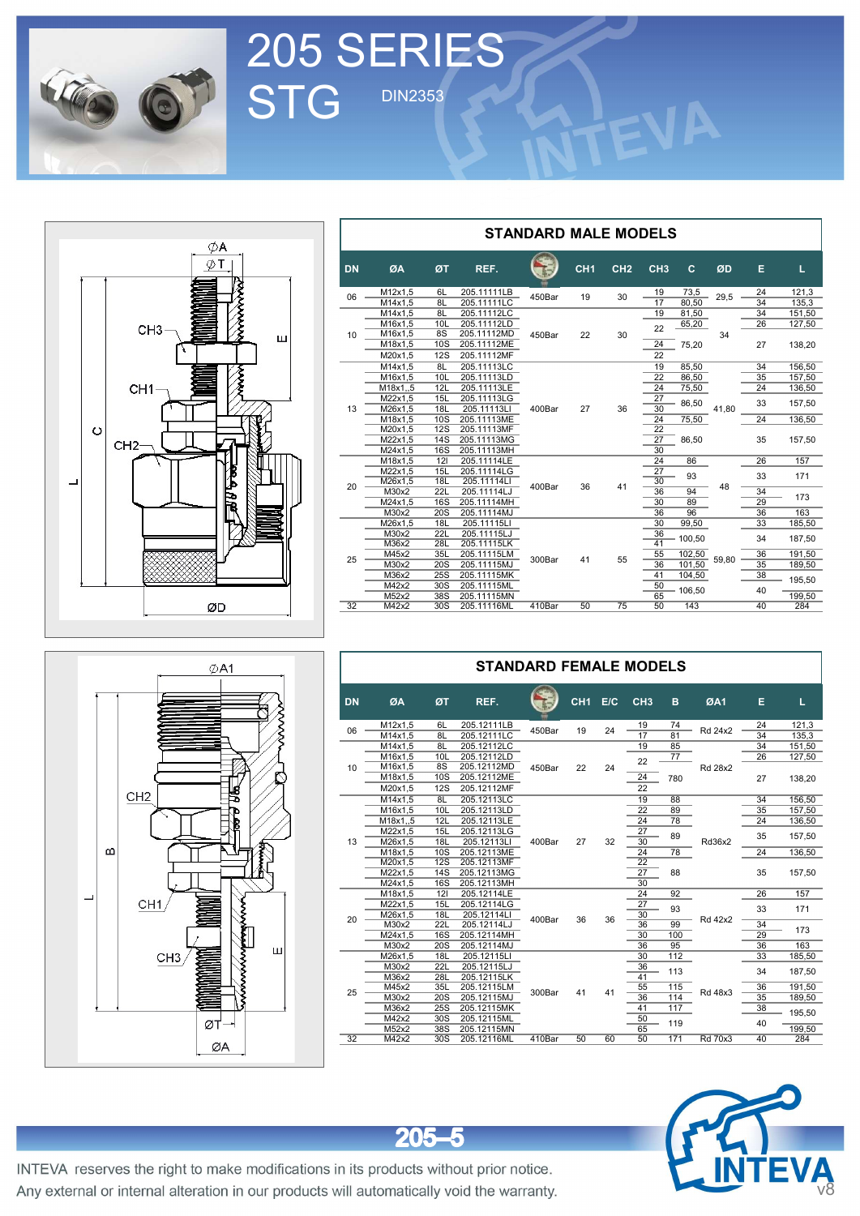# 205 SERIES STG

DIN2353

## STANDARD MALE MODELS

| DN | ØA | ØT | REF. | Bar | CH1 | CH2 | CH3 | C | ØD | E | L |
|---|---|---|---|---|---|---|---|---|---|---|---|
| 06 | M12x1,5 | 6L | 205.11111LB | 450Bar | 19 | 30 | 19 | 73,5 | 29,5 | 24 | 121,3 |
| | M14x1,5 | 8L | 205.11111LC | | | | 17 | 80,50 | | 34 | 135,3 |
| 10 | M14x1,5 | 8L | 205.11112LC | 450Bar | 22 | 30 | 19 | 81,50 | 34 | 34 | 151,50 |
| | M16x1,5 | 10L | 205.11112LD | | | | 22 | 65,20 | | 26 | 127,50 |
| | M16x1,5 | 8S | 205.11112MD | | | | | | | | |
| | M18x1,5 | 10S | 205.11112ME | | | | 24 | 75,20 | | 27 | 138,20 |
| | M20x1,5 | 12S | 205.11112MF | | | | 22 | | | | |
| 13 | M14x1,5 | 8L | 205.11113LC | 400Bar | 27 | 36 | 19 | 85,50 | 41,80 | 34 | 156,50 |
| | M16x1,5 | 10L | 205.11113LD | | | | 22 | 86,50 | | 35 | 157,50 |
| | M18x1,,5 | 12L | 205.11113LE | | | | 24 | 75,50 | | 24 | 136,50 |
| | M22x1,5 | 15L | 205.11113LG | | | | 27 | 86,50 | | 33 | 157,50 |
| | M26x1,5 | 18L | 205.11113LI | | | | 30 | | | | |
| | M18x1,5 | 10S | 205.11113ME | | | | 24 | 75,50 | | 24 | 136,50 |
| | M20x1,5 | 12S | 205.11113MF | | | | 22 | 86,50 | | 35 | 157,50 |
| | M22x1,5 | 14S | 205.11113MG | | | | 27 | | | | |
| | M24x1,5 | 16S | 205.11113MH | | | | 30 | | | | |
| 20 | M18x1,5 | 12l | 205.11114LE | 400Bar | 36 | 41 | 24 | 86 | 48 | 26 | 157 |
| | M22x1,5 | 15L | 205.11114LG | | | | 27 | 93 | | 33 | 171 |
| | M26x1,5 | 18L | 205.11114LI | | | | 30 | | | | |
| | M30x2 | 22L | 205.11114LJ | | | | 36 | 94 | | 34 | 173 |
| | M24x1,5 | 16S | 205.11114MH | | | | 30 | 89 | | 29 | |
| | M30x2 | 20S | 205.11114MJ | | | | 36 | 96 | | 36 | 163 |
| 25 | M26x1,5 | 18L | 205.11115LI | 300Bar | 41 | 55 | 30 | 99,50 | 59,80 | 33 | 185,50 |
| | M30x2 | 22L | 205.11115LJ | | | | 36 | 100,50 | | 34 | 187,50 |
| | M36x2 | 28L | 205.11115LK | | | | 41 | | | | |
| | M45x2 | 35L | 205.11115LM | | | | 55 | 102,50 | | 36 | 191,50 |
| | M30x2 | 20S | 205.11115MJ | | | | 36 | 101,50 | | 35 | 189,50 |
| | M36x2 | 25S | 205.11115MK | | | | 41 | 104,50 | | 38 | 195,50 |
| | M42x2 | 30S | 205.11115ML | | | | 50 | 106,50 | | 40 | |
| | M52x2 | 38S | 205.11115MN | | | | 65 | | | | 199,50 |
| 32 | M42x2 | 30S | 205.11116ML | 410Bar | 50 | 75 | 50 | 143 | | 40 | 284 |

## STANDARD FEMALE MODELS

| DN | ØA | ØT | REF. | Bar | CH1 | E/C | CH3 | B | ØA1 | E | L |
|---|---|---|---|---|---|---|---|---|---|---|---|
| 06 | M12x1,5 | 6L | 205.12111LB | 450Bar | 19 | 24 | 19 | 74 | Rd 24x2 | 24 | 121,3 |
| | M14x1,5 | 8L | 205.12111LC | | | | 17 | 81 | | 34 | 135,3 |
| 10 | M14x1,5 | 8L | 205.12112LC | 450Bar | 22 | 24 | 19 | 85 | Rd 28x2 | 34 | 151,50 |
| | M16x1,5 | 10L | 205.12112LD | | | | 22 | 77 | | 26 | 127,50 |
| | M16x1,5 | 8S | 205.12112MD | | | | | | | | |
| | M18x1,5 | 10S | 205.12112ME | | | | 24 | 780 | | 27 | 138,20 |
| | M20x1,5 | 12S | 205.12112MF | | | | 22 | | | | |
| 13 | M14x1,5 | 8L | 205.12113LC | 400Bar | 27 | 32 | 19 | 88 | Rd36x2 | 34 | 156,50 |
| | M16x1,5 | 10L | 205.12113LD | | | | 22 | 89 | | 35 | 157,50 |
| | M18x1,,5 | 12L | 205.12113LE | | | | 24 | 78 | | 24 | 136,50 |
| | M22x1,5 | 15L | 205.12113LG | | | | 27 | 89 | | 35 | 157,50 |
| | M26x1,5 | 18L | 205.12113LI | | | | 30 | | | | |
| | M18x1,5 | 10S | 205.12113ME | | | | 24 | 78 | | 24 | 136,50 |
| | M20x1,5 | 12S | 205.12113MF | | | | 22 | 88 | | 35 | 157,50 |
| | M22x1,5 | 14S | 205.12113MG | | | | 27 | | | | |
| | M24x1,5 | 16S | 205.12113MH | | | | 30 | | | | |
| 20 | M18x1,5 | 12l | 205.12114LE | 400Bar | 36 | 36 | 24 | 92 | Rd 42x2 | 26 | 157 |
| | M22x1,5 | 15L | 205.12114LG | | | | 27 | 93 | | 33 | 171 |
| | M26x1,5 | 18L | 205.12114LI | | | | 30 | | | | |
| | M30x2 | 22L | 205.12114LJ | | | | 36 | 99 | | 34 | 173 |
| | M24x1,5 | 16S | 205.12114MH | | | | 30 | 100 | | 29 | |
| | M30x2 | 20S | 205.12114MJ | | | | 36 | 95 | | 36 | 163 |
| 25 | M26x1,5 | 18L | 205.12115LI | 300Bar | 41 | 41 | 30 | 112 | Rd 48x3 | 33 | 185,50 |
| | M30x2 | 22L | 205.12115LJ | | | | 36 | 113 | | 34 | 187,50 |
| | M36x2 | 28L | 205.12115LK | | | | 41 | | | | |
| | M45x2 | 35L | 205.12115LM | | | | 55 | 115 | | 36 | 191,50 |
| | M30x2 | 20S | 205.12115MJ | | | | 36 | 114 | | 35 | 189,50 |
| | M36x2 | 25S | 205.12115MK | | | | 41 | 117 | | 38 | 195,50 |
| | M42x2 | 30S | 205.12115ML | | | | 50 | 119 | | 40 | |
| | M52x2 | 38S | 205.12115MN | | | | 65 | | | | 199,50 |
| 32 | M42x2 | 30S | 205.12116ML | 410Bar | 50 | 60 | 50 | 171 | Rd 70x3 | 40 | 284 |

205–5

INTEVA reserves the right to make modifications in its products without prior notice.
Any external or internal alteration in our products will automatically void the warranty.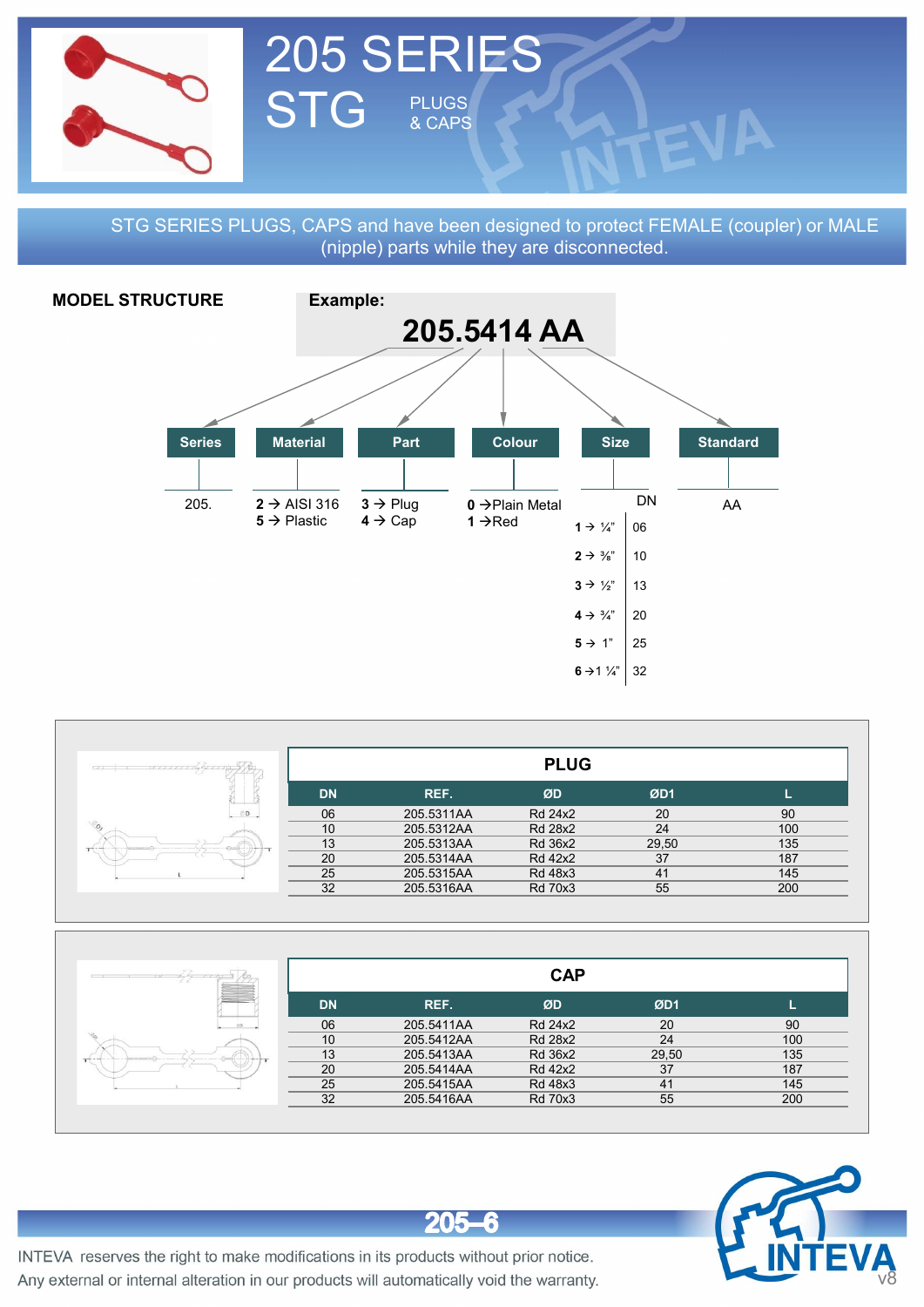# 205 SERIES

# STG PLUGS & CAPS

STG SERIES PLUGS, CAPS and have been designed to protect FEMALE (coupler) or MALE (nipple) parts while they are disconnected.

## MODEL STRUCTURE

**Example:**

**205.5414 AA**

| Series | Material | Part | Colour | Size | Standard |
|---|---|---|---|---|---|
| 205. | **2** → AISI 316<br>**5** → Plastic | **3** → Plug<br>**4** → Cap | **0** →Plain Metal<br>**1** →Red | see DN table | AA |

| Size | DN |
|---|---|
| **1** → ¼" | 06 |
| **2** → ⅜" | 10 |
| **3** → ½" | 13 |
| **4** → ¾" | 20 |
| **5** → 1" | 25 |
| **6** →1 ¼" | 32 |

### PLUG

| DN | REF. | ØD | ØD1 | L |
|---|---|---|---|---|
| 06 | 205.5311AA | Rd 24x2 | 20 | 90 |
| 10 | 205.5312AA | Rd 28x2 | 24 | 100 |
| 13 | 205.5313AA | Rd 36x2 | 29,50 | 135 |
| 20 | 205.5314AA | Rd 42x2 | 37 | 187 |
| 25 | 205.5315AA | Rd 48x3 | 41 | 145 |
| 32 | 205.5316AA | Rd 70x3 | 55 | 200 |

### CAP

| DN | REF. | ØD | ØD1 | L |
|---|---|---|---|---|
| 06 | 205.5411AA | Rd 24x2 | 20 | 90 |
| 10 | 205.5412AA | Rd 28x2 | 24 | 100 |
| 13 | 205.5413AA | Rd 36x2 | 29,50 | 135 |
| 20 | 205.5414AA | Rd 42x2 | 37 | 187 |
| 25 | 205.5415AA | Rd 48x3 | 41 | 145 |
| 32 | 205.5416AA | Rd 70x3 | 55 | 200 |

INTEVA reserves the right to make modifications in its products without prior notice.
Any external or internal alteration in our products will automatically void the warranty.